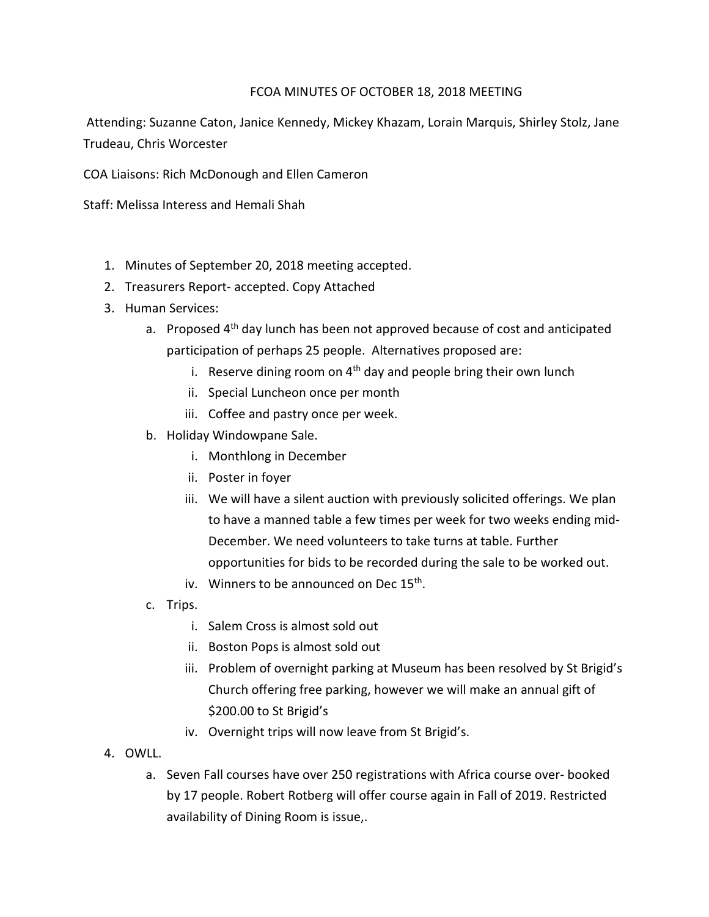# FCOA MINUTES OF OCTOBER 18, 2018 MEETING

Attending: Suzanne Caton, Janice Kennedy, Mickey Khazam, Lorain Marquis, Shirley Stolz, Jane Trudeau, Chris Worcester

COA Liaisons: Rich McDonough and Ellen Cameron

Staff: Melissa Interess and Hemali Shah

1. Minutes of September 20, 2018 meeting accepted.
2. Treasurers Report- accepted. Copy Attached
3. Human Services:
   a. Proposed 4th day lunch has been not approved because of cost and anticipated participation of perhaps 25 people. Alternatives proposed are:
      i. Reserve dining room on 4th day and people bring their own lunch
      ii. Special Luncheon once per month
      iii. Coffee and pastry once per week.
   b. Holiday Windowpane Sale.
      i. Monthlong in December
      ii. Poster in foyer
      iii. We will have a silent auction with previously solicited offerings. We plan to have a manned table a few times per week for two weeks ending mid-December. We need volunteers to take turns at table. Further opportunities for bids to be recorded during the sale to be worked out.
      iv. Winners to be announced on Dec 15th.
   c. Trips.
      i. Salem Cross is almost sold out
      ii. Boston Pops is almost sold out
      iii. Problem of overnight parking at Museum has been resolved by St Brigid's Church offering free parking, however we will make an annual gift of $200.00 to St Brigid's
      iv. Overnight trips will now leave from St Brigid's.
4. OWLL.
   a. Seven Fall courses have over 250 registrations with Africa course over- booked by 17 people. Robert Rotberg will offer course again in Fall of 2019. Restricted availability of Dining Room is issue,.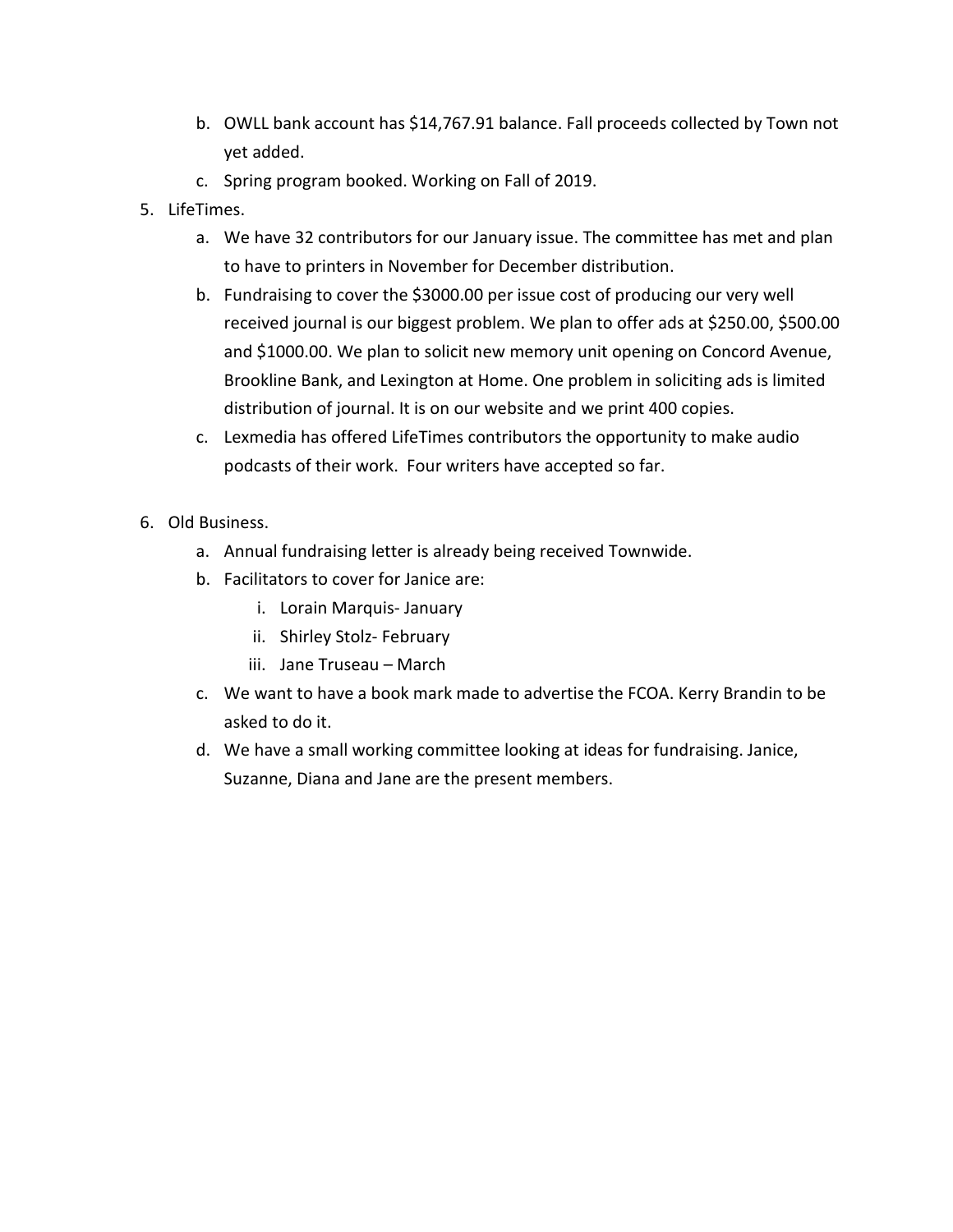b. OWLL bank account has $14,767.91 balance. Fall proceeds collected by Town not yet added.
   c. Spring program booked. Working on Fall of 2019.

5. LifeTimes.
   a. We have 32 contributors for our January issue. The committee has met and plan to have to printers in November for December distribution.
   b. Fundraising to cover the $3000.00 per issue cost of producing our very well received journal is our biggest problem. We plan to offer ads at $250.00, $500.00 and $1000.00. We plan to solicit new memory unit opening on Concord Avenue, Brookline Bank, and Lexington at Home. One problem in soliciting ads is limited distribution of journal. It is on our website and we print 400 copies.
   c. Lexmedia has offered LifeTimes contributors the opportunity to make audio podcasts of their work. Four writers have accepted so far.

6. Old Business.
   a. Annual fundraising letter is already being received Townwide.
   b. Facilitators to cover for Janice are:
      i. Lorain Marquis- January
      ii. Shirley Stolz- February
      iii. Jane Truseau – March
   c. We want to have a book mark made to advertise the FCOA. Kerry Brandin to be asked to do it.
   d. We have a small working committee looking at ideas for fundraising. Janice, Suzanne, Diana and Jane are the present members.